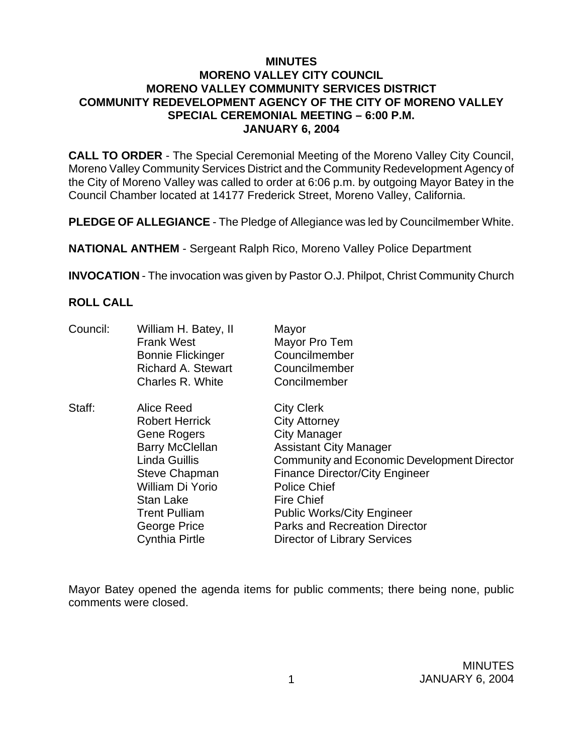**MINUTES**
**MORENO VALLEY CITY COUNCIL**
**MORENO VALLEY COMMUNITY SERVICES DISTRICT**
**COMMUNITY REDEVELOPMENT AGENCY OF THE CITY OF MORENO VALLEY**
**SPECIAL CEREMONIAL MEETING – 6:00 P.M.**
**JANUARY 6, 2004**

**CALL TO ORDER** - The Special Ceremonial Meeting of the Moreno Valley City Council, Moreno Valley Community Services District and the Community Redevelopment Agency of the City of Moreno Valley was called to order at 6:06 p.m. by outgoing Mayor Batey in the Council Chamber located at 14177 Frederick Street, Moreno Valley, California.

**PLEDGE OF ALLEGIANCE** - The Pledge of Allegiance was led by Councilmember White.

**NATIONAL ANTHEM** - Sergeant Ralph Rico, Moreno Valley Police Department

**INVOCATION** - The invocation was given by Pastor O.J. Philpot, Christ Community Church

**ROLL CALL**

| | | |
|---|---|---|
| Council: | William H. Batey, II | Mayor |
| | Frank West | Mayor Pro Tem |
| | Bonnie Flickinger | Councilmember |
| | Richard A. Stewart | Councilmember |
| | Charles R. White | Concilmember |
| Staff: | Alice Reed | City Clerk |
| | Robert Herrick | City Attorney |
| | Gene Rogers | City Manager |
| | Barry McClellan | Assistant City Manager |
| | Linda Guillis | Community and Economic Development Director |
| | Steve Chapman | Finance Director/City Engineer |
| | William Di Yorio | Police Chief |
| | Stan Lake | Fire Chief |
| | Trent Pulliam | Public Works/City Engineer |
| | George Price | Parks and Recreation Director |
| | Cynthia Pirtle | Director of Library Services |

Mayor Batey opened the agenda items for public comments; there being none, public comments were closed.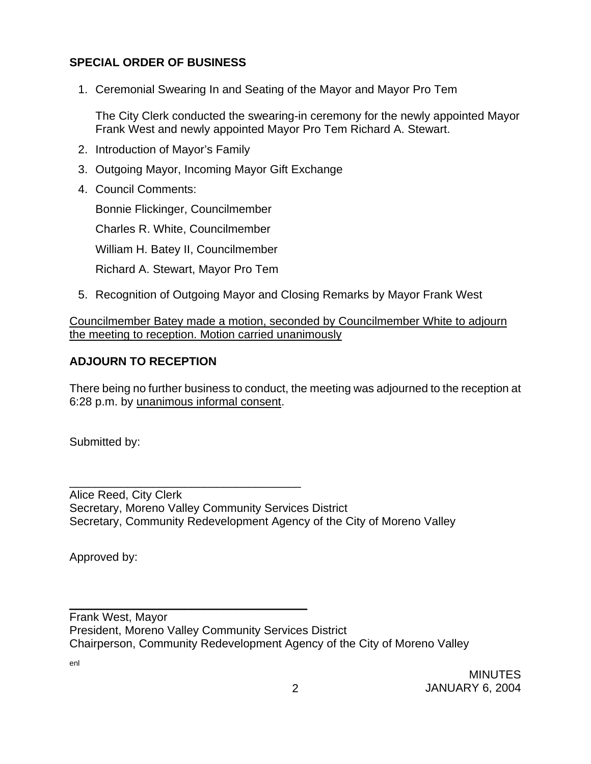**SPECIAL ORDER OF BUSINESS**

1. Ceremonial Swearing In and Seating of the Mayor and Mayor Pro Tem

   The City Clerk conducted the swearing-in ceremony for the newly appointed Mayor Frank West and newly appointed Mayor Pro Tem Richard A. Stewart.

2. Introduction of Mayor's Family
3. Outgoing Mayor, Incoming Mayor Gift Exchange
4. Council Comments:

   Bonnie Flickinger, Councilmember

   Charles R. White, Councilmember

   William H. Batey II, Councilmember

   Richard A. Stewart, Mayor Pro Tem

5. Recognition of Outgoing Mayor and Closing Remarks by Mayor Frank West

Councilmember Batey made a motion, seconded by Councilmember White to adjourn the meeting to reception. Motion carried unanimously

**ADJOURN TO RECEPTION**

There being no further business to conduct, the meeting was adjourned to the reception at 6:28 p.m. by unanimous informal consent.

Submitted by:

_____________________________________

Alice Reed, City Clerk
Secretary, Moreno Valley Community Services District
Secretary, Community Redevelopment Agency of the City of Moreno Valley

Approved by:

_____________________________________

Frank West, Mayor
President, Moreno Valley Community Services District
Chairperson, Community Redevelopment Agency of the City of Moreno Valley

enl